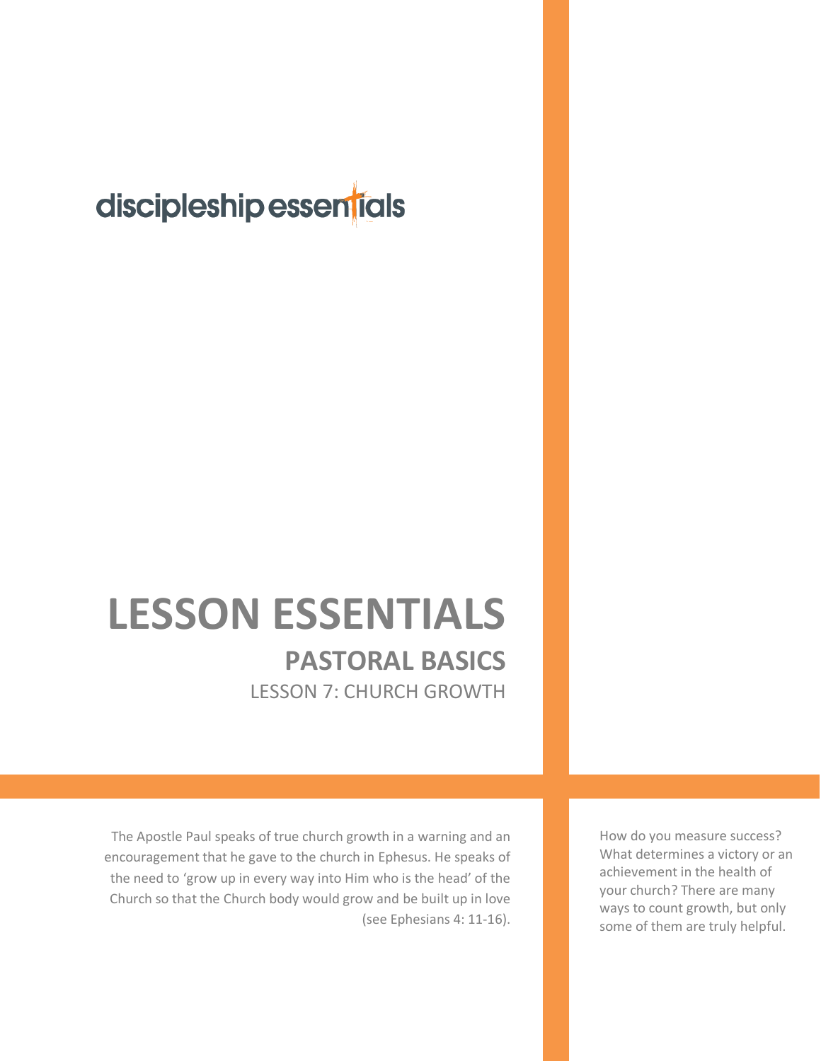discipleship essentials

# LESSON ESSENTIALS

## PASTORAL BASICS

LESSON 7: CHURCH GROWTH

The Apostle Paul speaks of true church growth in a warning and an encouragement that he gave to the church in Ephesus. He speaks of the need to 'grow up in every way into Him who is the head' of the Church so that the Church body would grow and be built up in love (see Ephesians 4: 11-16).

How do you measure success? What determines a victory or an achievement in the health of your church? There are many ways to count growth, but only some of them are truly helpful.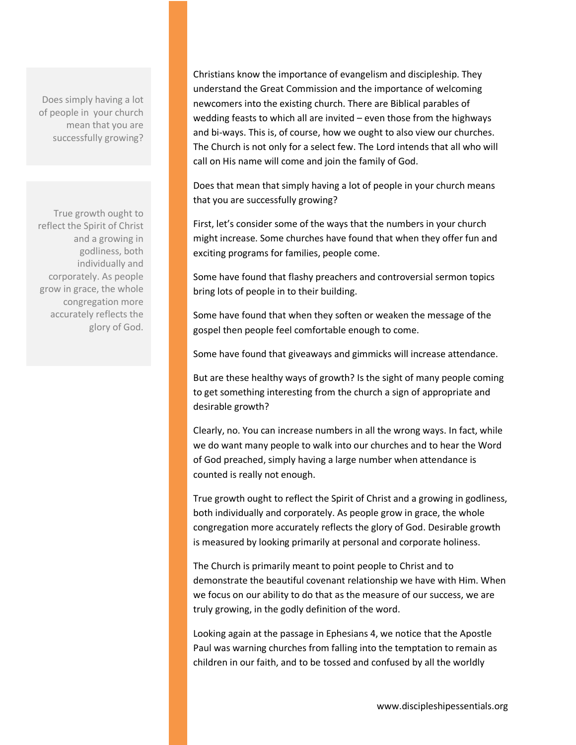> Does simply having a lot of people in your church mean that you are successfully growing?

> True growth ought to reflect the Spirit of Christ and a growing in godliness, both individually and corporately. As people grow in grace, the whole congregation more accurately reflects the glory of God.

Christians know the importance of evangelism and discipleship. They understand the Great Commission and the importance of welcoming newcomers into the existing church. There are Biblical parables of wedding feasts to which all are invited – even those from the highways and bi-ways. This is, of course, how we ought to also view our churches. The Church is not only for a select few. The Lord intends that all who will call on His name will come and join the family of God.

Does that mean that simply having a lot of people in your church means that you are successfully growing?

First, let's consider some of the ways that the numbers in your church might increase. Some churches have found that when they offer fun and exciting programs for families, people come.

Some have found that flashy preachers and controversial sermon topics bring lots of people in to their building.

Some have found that when they soften or weaken the message of the gospel then people feel comfortable enough to come.

Some have found that giveaways and gimmicks will increase attendance.

But are these healthy ways of growth? Is the sight of many people coming to get something interesting from the church a sign of appropriate and desirable growth?

Clearly, no. You can increase numbers in all the wrong ways. In fact, while we do want many people to walk into our churches and to hear the Word of God preached, simply having a large number when attendance is counted is really not enough.

True growth ought to reflect the Spirit of Christ and a growing in godliness, both individually and corporately. As people grow in grace, the whole congregation more accurately reflects the glory of God. Desirable growth is measured by looking primarily at personal and corporate holiness.

The Church is primarily meant to point people to Christ and to demonstrate the beautiful covenant relationship we have with Him. When we focus on our ability to do that as the measure of our success, we are truly growing, in the godly definition of the word.

Looking again at the passage in Ephesians 4, we notice that the Apostle Paul was warning churches from falling into the temptation to remain as children in our faith, and to be tossed and confused by all the worldly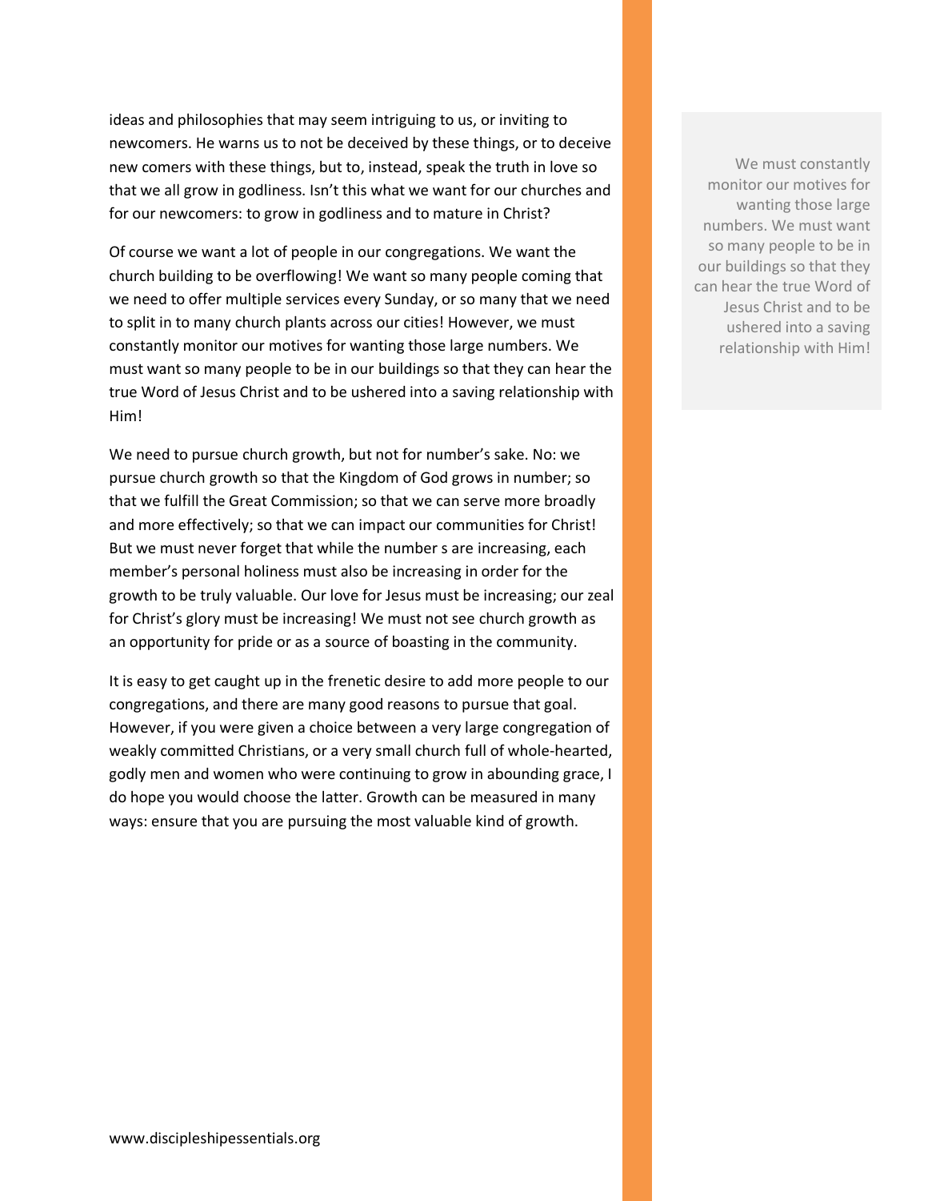ideas and philosophies that may seem intriguing to us, or inviting to newcomers. He warns us to not be deceived by these things, or to deceive new comers with these things, but to, instead, speak the truth in love so that we all grow in godliness. Isn't this what we want for our churches and for our newcomers: to grow in godliness and to mature in Christ?

Of course we want a lot of people in our congregations. We want the church building to be overflowing! We want so many people coming that we need to offer multiple services every Sunday, or so many that we need to split in to many church plants across our cities! However, we must constantly monitor our motives for wanting those large numbers. We must want so many people to be in our buildings so that they can hear the true Word of Jesus Christ and to be ushered into a saving relationship with Him!

> We must constantly monitor our motives for wanting those large numbers. We must want so many people to be in our buildings so that they can hear the true Word of Jesus Christ and to be ushered into a saving relationship with Him!

We need to pursue church growth, but not for number's sake. No: we pursue church growth so that the Kingdom of God grows in number; so that we fulfill the Great Commission; so that we can serve more broadly and more effectively; so that we can impact our communities for Christ! But we must never forget that while the number s are increasing, each member's personal holiness must also be increasing in order for the growth to be truly valuable. Our love for Jesus must be increasing; our zeal for Christ's glory must be increasing! We must not see church growth as an opportunity for pride or as a source of boasting in the community.

It is easy to get caught up in the frenetic desire to add more people to our congregations, and there are many good reasons to pursue that goal. However, if you were given a choice between a very large congregation of weakly committed Christians, or a very small church full of whole-hearted, godly men and women who were continuing to grow in abounding grace, I do hope you would choose the latter. Growth can be measured in many ways: ensure that you are pursuing the most valuable kind of growth.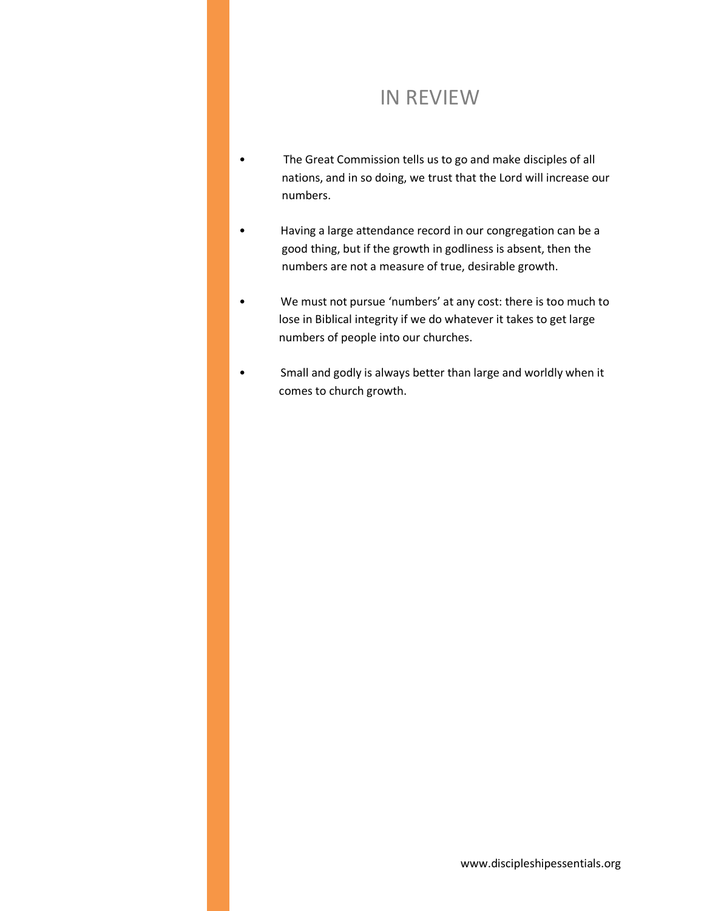# IN REVIEW

- The Great Commission tells us to go and make disciples of all nations, and in so doing, we trust that the Lord will increase our numbers.
- Having a large attendance record in our congregation can be a good thing, but if the growth in godliness is absent, then the numbers are not a measure of true, desirable growth.
- We must not pursue 'numbers' at any cost: there is too much to lose in Biblical integrity if we do whatever it takes to get large numbers of people into our churches.
- Small and godly is always better than large and worldly when it comes to church growth.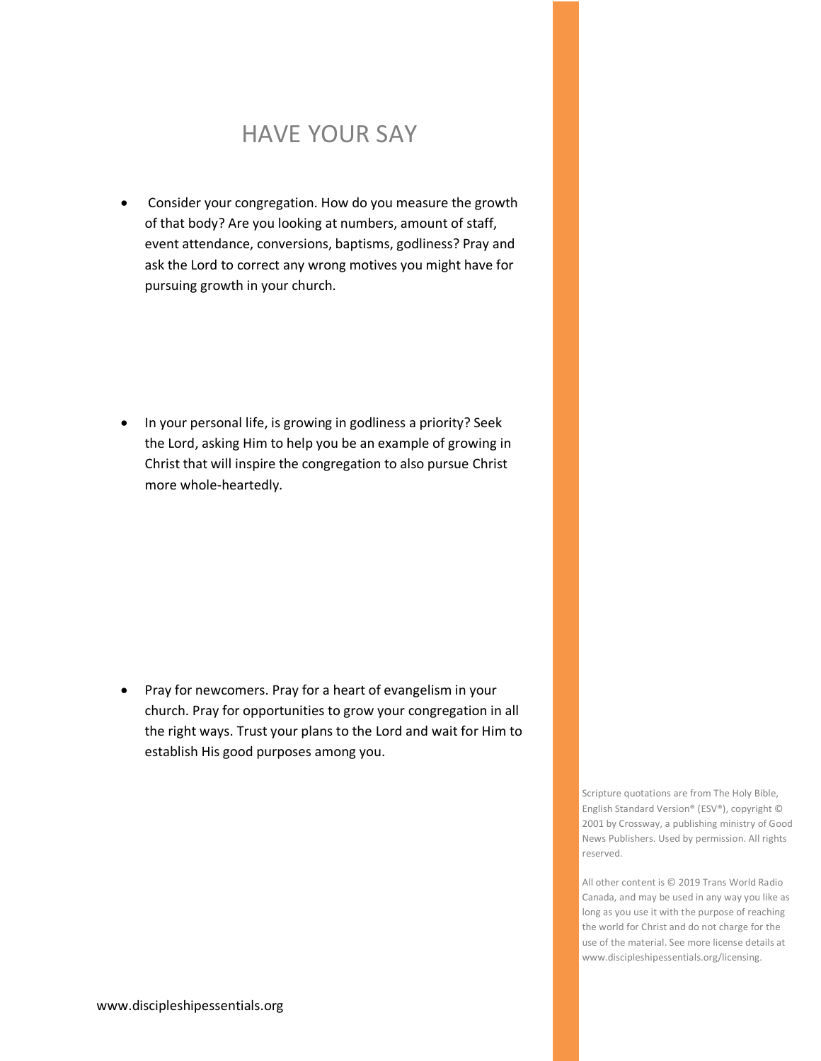## HAVE YOUR SAY

- Consider your congregation. How do you measure the growth of that body? Are you looking at numbers, amount of staff, event attendance, conversions, baptisms, godliness? Pray and ask the Lord to correct any wrong motives you might have for pursuing growth in your church.

- In your personal life, is growing in godliness a priority? Seek the Lord, asking Him to help you be an example of growing in Christ that will inspire the congregation to also pursue Christ more whole-heartedly.

- Pray for newcomers. Pray for a heart of evangelism in your church. Pray for opportunities to grow your congregation in all the right ways. Trust your plans to the Lord and wait for Him to establish His good purposes among you.

Scripture quotations are from The Holy Bible, English Standard Version® (ESV®), copyright © 2001 by Crossway, a publishing ministry of Good News Publishers. Used by permission. All rights reserved.

All other content is © 2019 Trans World Radio Canada, and may be used in any way you like as long as you use it with the purpose of reaching the world for Christ and do not charge for the use of the material. See more license details at www.discipleshipessentials.org/licensing.

www.discipleshipessentials.org